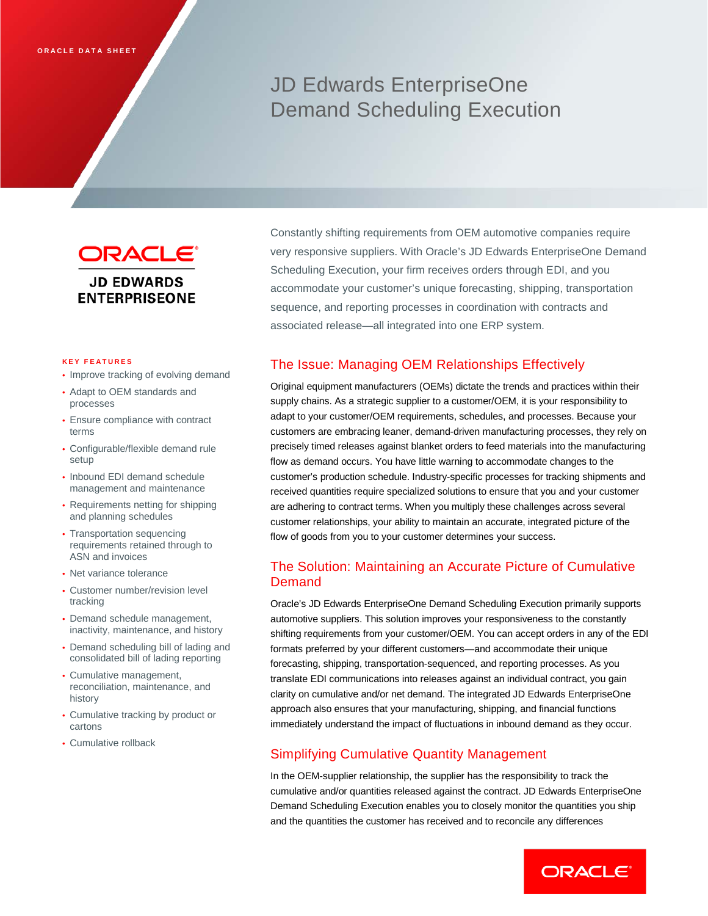ORACLE DATA SHEET

# JD Edwards EnterpriseOne Demand Scheduling Execution

Constantly shifting requirements from OEM automotive companies require very responsive suppliers. With Oracle's JD Edwards EnterpriseOne Demand Scheduling Execution, your firm receives orders through EDI, and you accommodate your customer's unique forecasting, shipping, transportation sequence, and reporting processes in coordination with contracts and associated release—all integrated into one ERP system.

**KEY FEATURES**

- Improve tracking of evolving demand
- Adapt to OEM standards and processes
- Ensure compliance with contract terms
- Configurable/flexible demand rule setup
- Inbound EDI demand schedule management and maintenance
- Requirements netting for shipping and planning schedules
- Transportation sequencing requirements retained through to ASN and invoices
- Net variance tolerance
- Customer number/revision level tracking
- Demand schedule management, inactivity, maintenance, and history
- Demand scheduling bill of lading and consolidated bill of lading reporting
- Cumulative management, reconciliation, maintenance, and history
- Cumulative tracking by product or cartons
- Cumulative rollback

## The Issue: Managing OEM Relationships Effectively

Original equipment manufacturers (OEMs) dictate the trends and practices within their supply chains. As a strategic supplier to a customer/OEM, it is your responsibility to adapt to your customer/OEM requirements, schedules, and processes. Because your customers are embracing leaner, demand-driven manufacturing processes, they rely on precisely timed releases against blanket orders to feed materials into the manufacturing flow as demand occurs. You have little warning to accommodate changes to the customer's production schedule. Industry-specific processes for tracking shipments and received quantities require specialized solutions to ensure that you and your customer are adhering to contract terms. When you multiply these challenges across several customer relationships, your ability to maintain an accurate, integrated picture of the flow of goods from you to your customer determines your success.

## The Solution: Maintaining an Accurate Picture of Cumulative Demand

Oracle's JD Edwards EnterpriseOne Demand Scheduling Execution primarily supports automotive suppliers. This solution improves your responsiveness to the constantly shifting requirements from your customer/OEM. You can accept orders in any of the EDI formats preferred by your different customers—and accommodate their unique forecasting, shipping, transportation-sequenced, and reporting processes. As you translate EDI communications into releases against an individual contract, you gain clarity on cumulative and/or net demand. The integrated JD Edwards EnterpriseOne approach also ensures that your manufacturing, shipping, and financial functions immediately understand the impact of fluctuations in inbound demand as they occur.

## Simplifying Cumulative Quantity Management

In the OEM-supplier relationship, the supplier has the responsibility to track the cumulative and/or quantities released against the contract. JD Edwards EnterpriseOne Demand Scheduling Execution enables you to closely monitor the quantities you ship and the quantities the customer has received and to reconcile any differences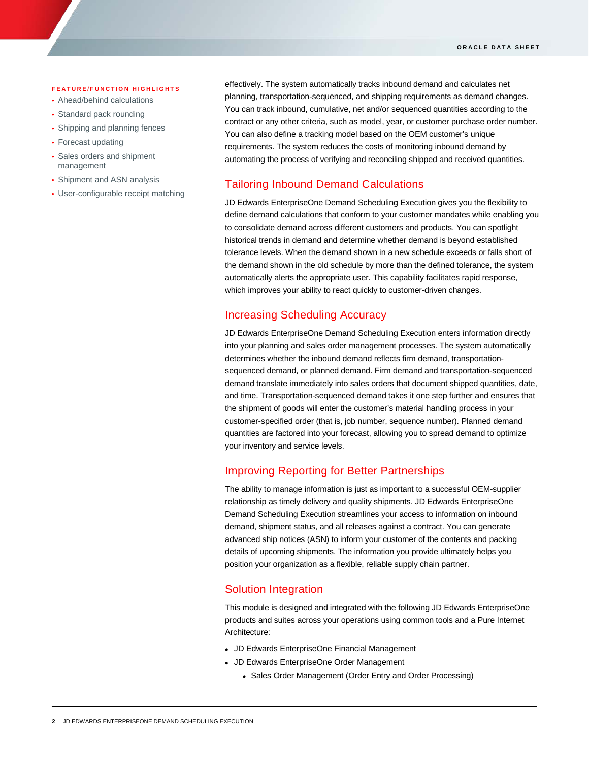**FEATURE/FUNCTION HIGHLIGHTS**

- Ahead/behind calculations
- Standard pack rounding
- Shipping and planning fences
- Forecast updating
- Sales orders and shipment management
- Shipment and ASN analysis
- User-configurable receipt matching

effectively. The system automatically tracks inbound demand and calculates net planning, transportation-sequenced, and shipping requirements as demand changes. You can track inbound, cumulative, net and/or sequenced quantities according to the contract or any other criteria, such as model, year, or customer purchase order number. You can also define a tracking model based on the OEM customer's unique requirements. The system reduces the costs of monitoring inbound demand by automating the process of verifying and reconciling shipped and received quantities.

## Tailoring Inbound Demand Calculations

JD Edwards EnterpriseOne Demand Scheduling Execution gives you the flexibility to define demand calculations that conform to your customer mandates while enabling you to consolidate demand across different customers and products. You can spotlight historical trends in demand and determine whether demand is beyond established tolerance levels. When the demand shown in a new schedule exceeds or falls short of the demand shown in the old schedule by more than the defined tolerance, the system automatically alerts the appropriate user. This capability facilitates rapid response, which improves your ability to react quickly to customer-driven changes.

## Increasing Scheduling Accuracy

JD Edwards EnterpriseOne Demand Scheduling Execution enters information directly into your planning and sales order management processes. The system automatically determines whether the inbound demand reflects firm demand, transportation-sequenced demand, or planned demand. Firm demand and transportation-sequenced demand translate immediately into sales orders that document shipped quantities, date, and time. Transportation-sequenced demand takes it one step further and ensures that the shipment of goods will enter the customer's material handling process in your customer-specified order (that is, job number, sequence number). Planned demand quantities are factored into your forecast, allowing you to spread demand to optimize your inventory and service levels.

## Improving Reporting for Better Partnerships

The ability to manage information is just as important to a successful OEM-supplier relationship as timely delivery and quality shipments. JD Edwards EnterpriseOne Demand Scheduling Execution streamlines your access to information on inbound demand, shipment status, and all releases against a contract. You can generate advanced ship notices (ASN) to inform your customer of the contents and packing details of upcoming shipments. The information you provide ultimately helps you position your organization as a flexible, reliable supply chain partner.

## Solution Integration

This module is designed and integrated with the following JD Edwards EnterpriseOne products and suites across your operations using common tools and a Pure Internet Architecture:

- JD Edwards EnterpriseOne Financial Management
- JD Edwards EnterpriseOne Order Management
  - Sales Order Management (Order Entry and Order Processing)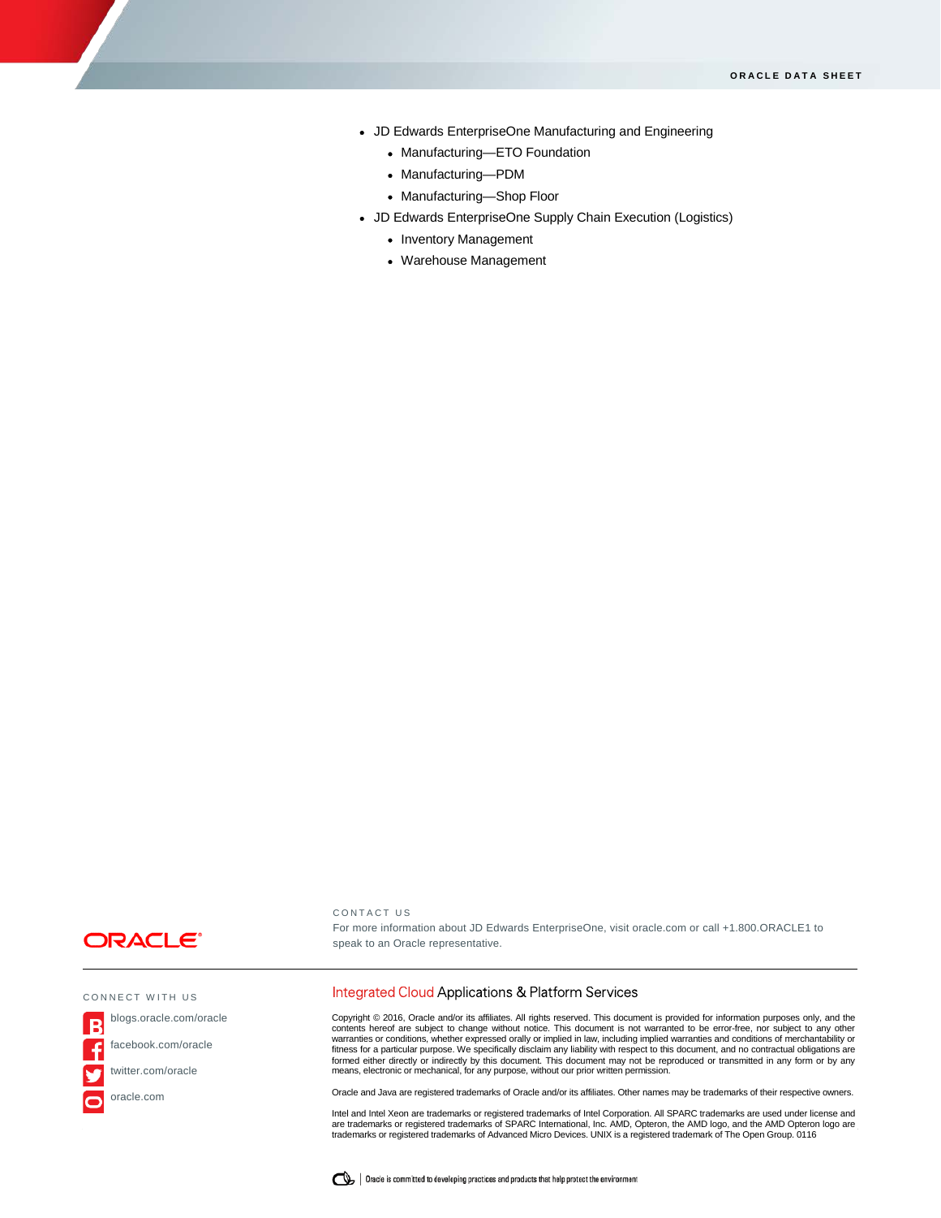- JD Edwards EnterpriseOne Manufacturing and Engineering
  - Manufacturing—ETO Foundation
  - Manufacturing—PDM
  - Manufacturing—Shop Floor
- JD Edwards EnterpriseOne Supply Chain Execution (Logistics)
  - Inventory Management
  - Warehouse Management

CONTACT US

For more information about JD Edwards EnterpriseOne, visit oracle.com or call +1.800.ORACLE1 to speak to an Oracle representative.

CONNECT WITH US

- blogs.oracle.com/oracle
- facebook.com/oracle
- twitter.com/oracle
- oracle.com

Integrated Cloud Applications & Platform Services

Copyright © 2016, Oracle and/or its affiliates. All rights reserved. This document is provided for information purposes only, and the contents hereof are subject to change without notice. This document is not warranted to be error-free, nor subject to any other warranties or conditions, whether expressed orally or implied in law, including implied warranties and conditions of merchantability or fitness for a particular purpose. We specifically disclaim any liability with respect to this document, and no contractual obligations are formed either directly or indirectly by this document. This document may not be reproduced or transmitted in any form or by any means, electronic or mechanical, for any purpose, without our prior written permission.

Oracle and Java are registered trademarks of Oracle and/or its affiliates. Other names may be trademarks of their respective owners.

Intel and Intel Xeon are trademarks or registered trademarks of Intel Corporation. All SPARC trademarks are used under license and are trademarks or registered trademarks of SPARC International, Inc. AMD, Opteron, the AMD logo, and the AMD Opteron logo are trademarks or registered trademarks of Advanced Micro Devices. UNIX is a registered trademark of The Open Group. 0116

Oracle is committed to developing practices and products that help protect the environment